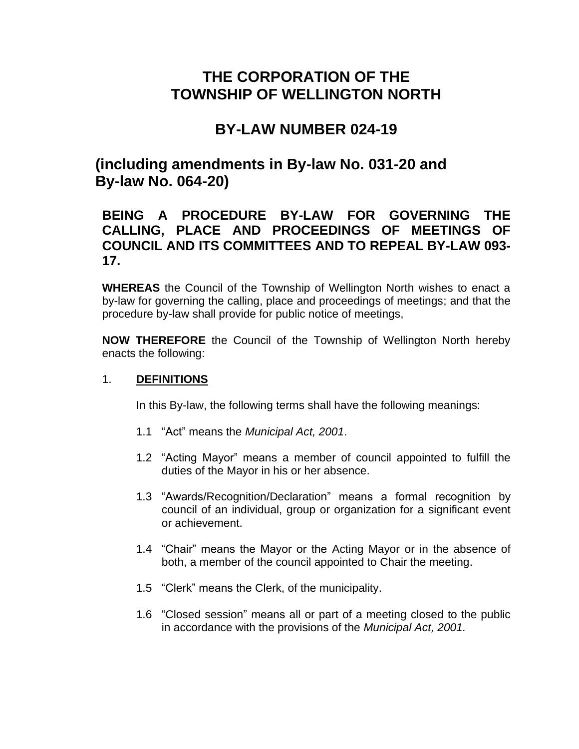# THE CORPORATION OF THE TOWNSHIP OF WELLINGTON NORTH

## BY-LAW NUMBER 024-19

## (including amendments in By-law No. 031-20 and By-law No. 064-20)

**BEING A PROCEDURE BY-LAW FOR GOVERNING THE CALLING, PLACE AND PROCEEDINGS OF MEETINGS OF COUNCIL AND ITS COMMITTEES AND TO REPEAL BY-LAW 093-17.**

**WHEREAS** the Council of the Township of Wellington North wishes to enact a by-law for governing the calling, place and proceedings of meetings; and that the procedure by-law shall provide for public notice of meetings,

**NOW THEREFORE** the Council of the Township of Wellington North hereby enacts the following:

1. **DEFINITIONS**

   In this By-law, the following terms shall have the following meanings:

   1.1 "Act" means the *Municipal Act, 2001*.

   1.2 "Acting Mayor" means a member of council appointed to fulfill the duties of the Mayor in his or her absence.

   1.3 "Awards/Recognition/Declaration" means a formal recognition by council of an individual, group or organization for a significant event or achievement.

   1.4 "Chair" means the Mayor or the Acting Mayor or in the absence of both, a member of the council appointed to Chair the meeting.

   1.5 "Clerk" means the Clerk, of the municipality.

   1.6 "Closed session" means all or part of a meeting closed to the public in accordance with the provisions of the *Municipal Act, 2001.*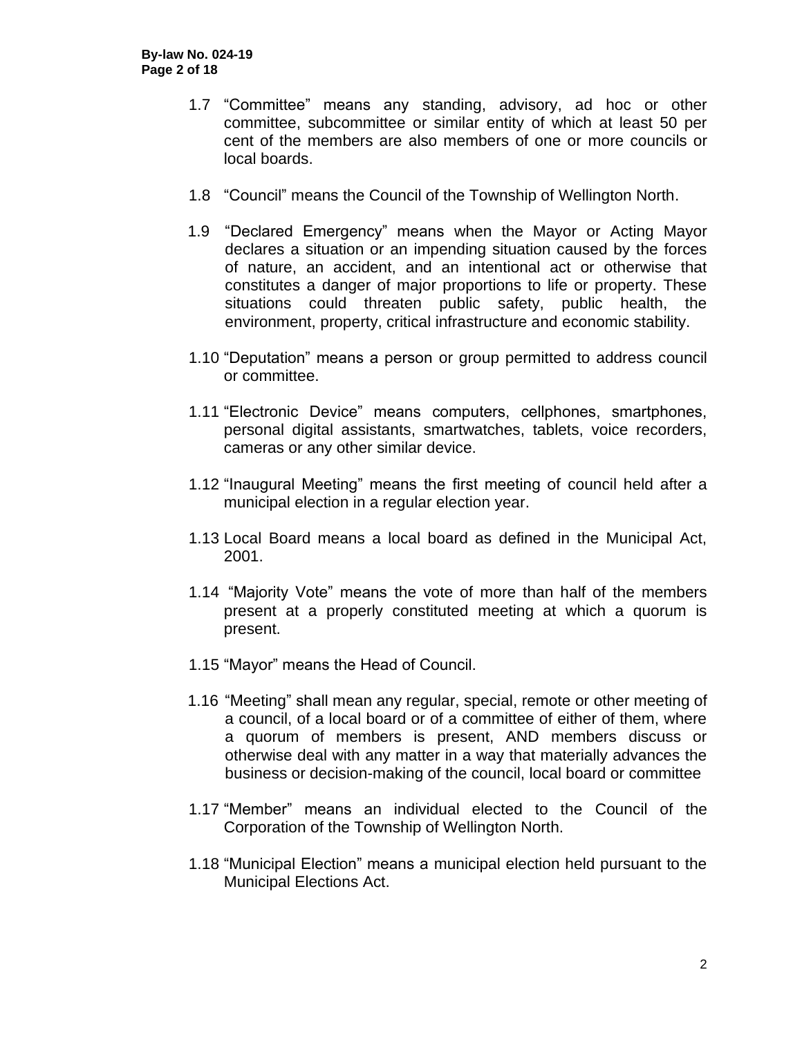1.7 "Committee" means any standing, advisory, ad hoc or other committee, subcommittee or similar entity of which at least 50 per cent of the members are also members of one or more councils or local boards.

1.8 "Council" means the Council of the Township of Wellington North.

1.9 "Declared Emergency" means when the Mayor or Acting Mayor declares a situation or an impending situation caused by the forces of nature, an accident, and an intentional act or otherwise that constitutes a danger of major proportions to life or property. These situations could threaten public safety, public health, the environment, property, critical infrastructure and economic stability.

1.10 "Deputation" means a person or group permitted to address council or committee.

1.11 "Electronic Device" means computers, cellphones, smartphones, personal digital assistants, smartwatches, tablets, voice recorders, cameras or any other similar device.

1.12 "Inaugural Meeting" means the first meeting of council held after a municipal election in a regular election year.

1.13 Local Board means a local board as defined in the Municipal Act, 2001.

1.14 "Majority Vote" means the vote of more than half of the members present at a properly constituted meeting at which a quorum is present.

1.15 "Mayor" means the Head of Council.

1.16 "Meeting" shall mean any regular, special, remote or other meeting of a council, of a local board or of a committee of either of them, where a quorum of members is present, AND members discuss or otherwise deal with any matter in a way that materially advances the business or decision-making of the council, local board or committee

1.17 "Member" means an individual elected to the Council of the Corporation of the Township of Wellington North.

1.18 "Municipal Election" means a municipal election held pursuant to the Municipal Elections Act.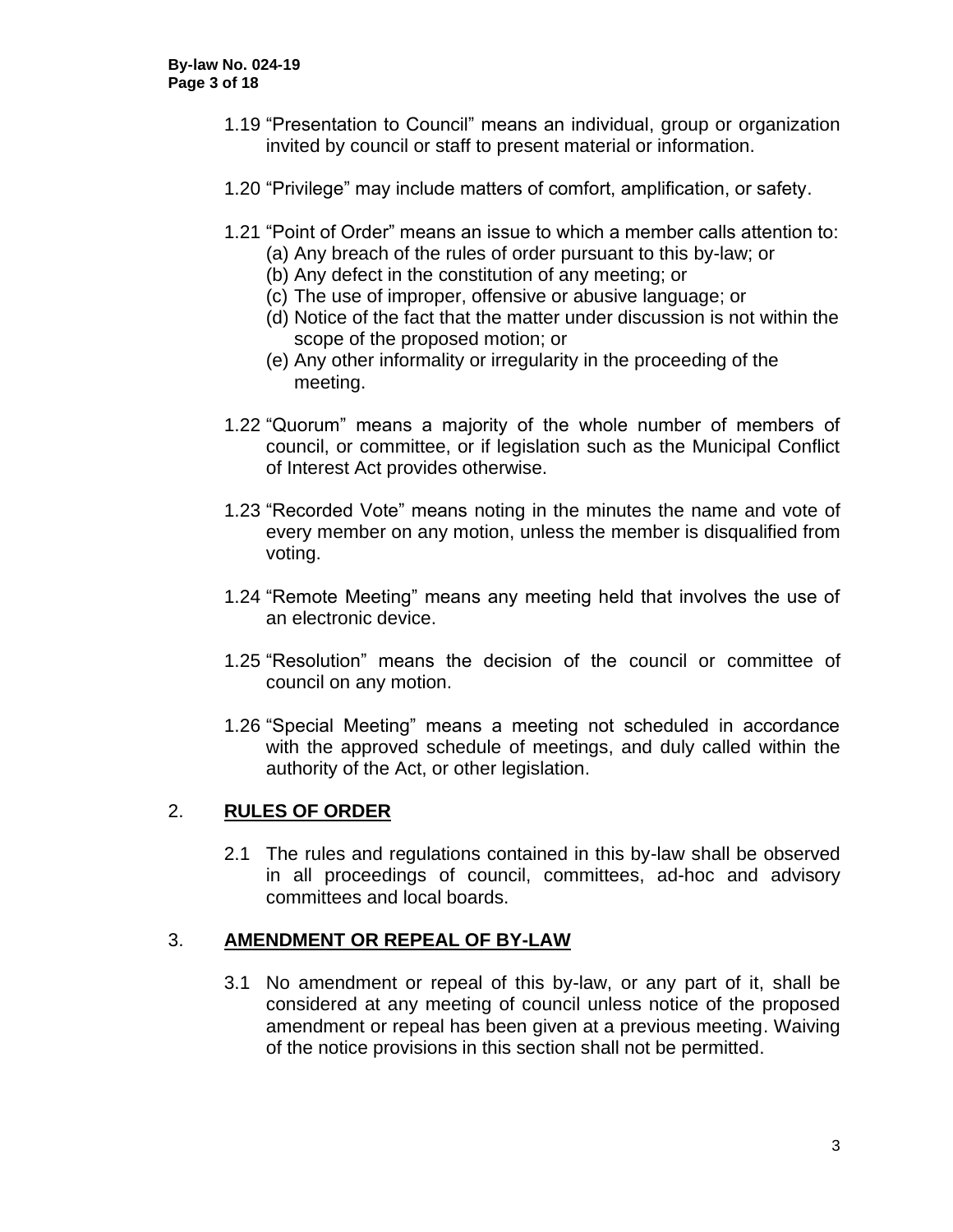1.19 "Presentation to Council" means an individual, group or organization invited by council or staff to present material or information.

1.20 "Privilege" may include matters of comfort, amplification, or safety.

1.21 "Point of Order" means an issue to which a member calls attention to:

(a) Any breach of the rules of order pursuant to this by-law; or
(b) Any defect in the constitution of any meeting; or
(c) The use of improper, offensive or abusive language; or
(d) Notice of the fact that the matter under discussion is not within the scope of the proposed motion; or
(e) Any other informality or irregularity in the proceeding of the meeting.

1.22 "Quorum" means a majority of the whole number of members of council, or committee, or if legislation such as the Municipal Conflict of Interest Act provides otherwise.

1.23 "Recorded Vote" means noting in the minutes the name and vote of every member on any motion, unless the member is disqualified from voting.

1.24 "Remote Meeting" means any meeting held that involves the use of an electronic device.

1.25 "Resolution" means the decision of the council or committee of council on any motion.

1.26 "Special Meeting" means a meeting not scheduled in accordance with the approved schedule of meetings, and duly called within the authority of the Act, or other legislation.

## 2. RULES OF ORDER

2.1 The rules and regulations contained in this by-law shall be observed in all proceedings of council, committees, ad-hoc and advisory committees and local boards.

## 3. AMENDMENT OR REPEAL OF BY-LAW

3.1 No amendment or repeal of this by-law, or any part of it, shall be considered at any meeting of council unless notice of the proposed amendment or repeal has been given at a previous meeting. Waiving of the notice provisions in this section shall not be permitted.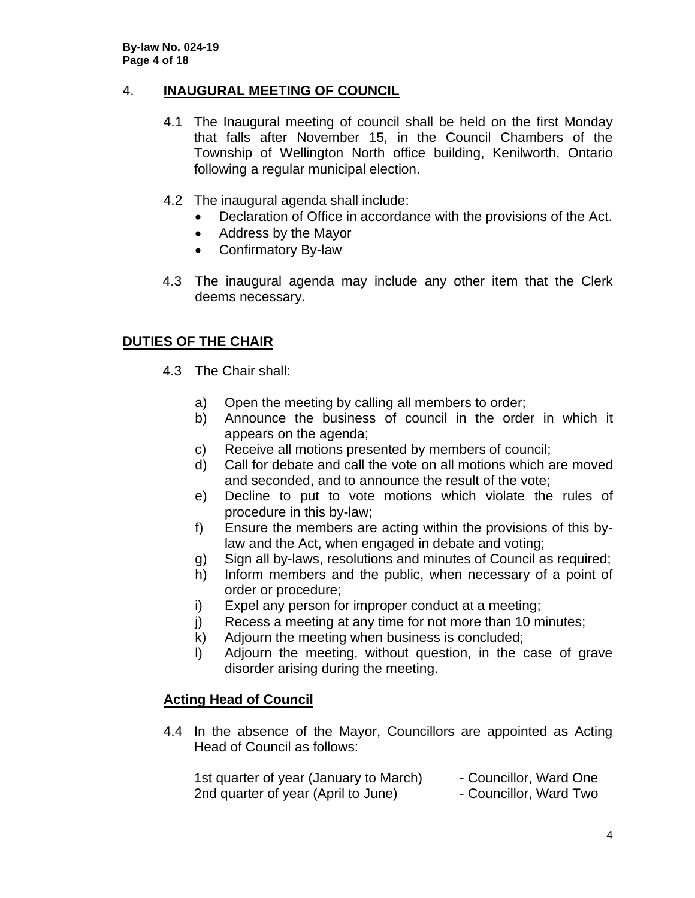## 4. INAUGURAL MEETING OF COUNCIL

4.1 The Inaugural meeting of council shall be held on the first Monday that falls after November 15, in the Council Chambers of the Township of Wellington North office building, Kenilworth, Ontario following a regular municipal election.

4.2 The inaugural agenda shall include:

- Declaration of Office in accordance with the provisions of the Act.
- Address by the Mayor
- Confirmatory By-law

4.3 The inaugural agenda may include any other item that the Clerk deems necessary.

## DUTIES OF THE CHAIR

4.3 The Chair shall:

a) Open the meeting by calling all members to order;
b) Announce the business of council in the order in which it appears on the agenda;
c) Receive all motions presented by members of council;
d) Call for debate and call the vote on all motions which are moved and seconded, and to announce the result of the vote;
e) Decline to put to vote motions which violate the rules of procedure in this by-law;
f) Ensure the members are acting within the provisions of this by-law and the Act, when engaged in debate and voting;
g) Sign all by-laws, resolutions and minutes of Council as required;
h) Inform members and the public, when necessary of a point of order or procedure;
i) Expel any person for improper conduct at a meeting;
j) Recess a meeting at any time for not more than 10 minutes;
k) Adjourn the meeting when business is concluded;
l) Adjourn the meeting, without question, in the case of grave disorder arising during the meeting.

### Acting Head of Council

4.4 In the absence of the Mayor, Councillors are appointed as Acting Head of Council as follows:

1st quarter of year (January to March) - Councillor, Ward One
2nd quarter of year (April to June) - Councillor, Ward Two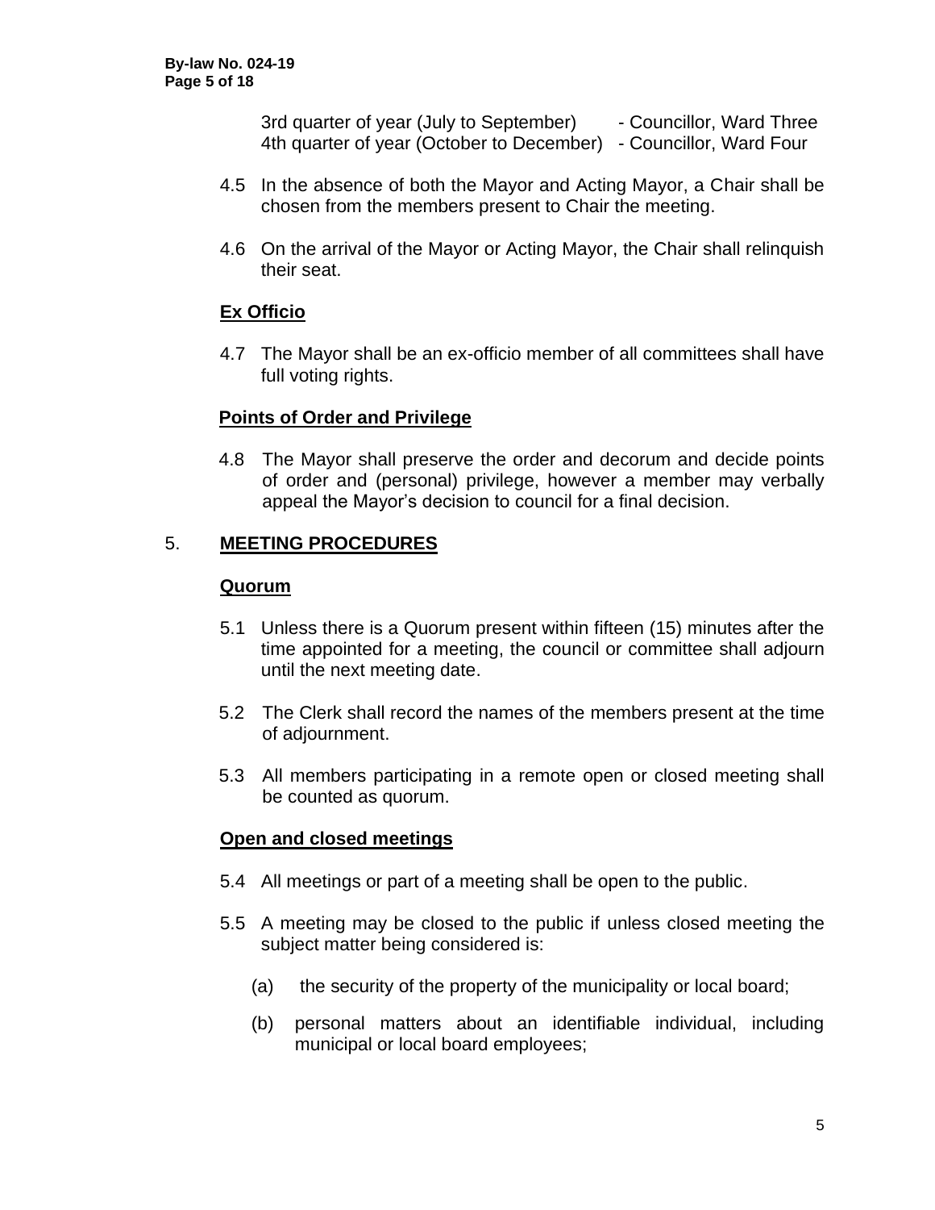3rd quarter of year (July to September) - Councillor, Ward Three
4th quarter of year (October to December) - Councillor, Ward Four

4.5 In the absence of both the Mayor and Acting Mayor, a Chair shall be chosen from the members present to Chair the meeting.

4.6 On the arrival of the Mayor or Acting Mayor, the Chair shall relinquish their seat.

**Ex Officio**

4.7 The Mayor shall be an ex-officio member of all committees shall have full voting rights.

**Points of Order and Privilege**

4.8 The Mayor shall preserve the order and decorum and decide points of order and (personal) privilege, however a member may verbally appeal the Mayor's decision to council for a final decision.

## 5. MEETING PROCEDURES

**Quorum**

5.1 Unless there is a Quorum present within fifteen (15) minutes after the time appointed for a meeting, the council or committee shall adjourn until the next meeting date.

5.2 The Clerk shall record the names of the members present at the time of adjournment.

5.3 All members participating in a remote open or closed meeting shall be counted as quorum.

**Open and closed meetings**

5.4 All meetings or part of a meeting shall be open to the public.

5.5 A meeting may be closed to the public if unless closed meeting the subject matter being considered is:

(a) the security of the property of the municipality or local board;

(b) personal matters about an identifiable individual, including municipal or local board employees;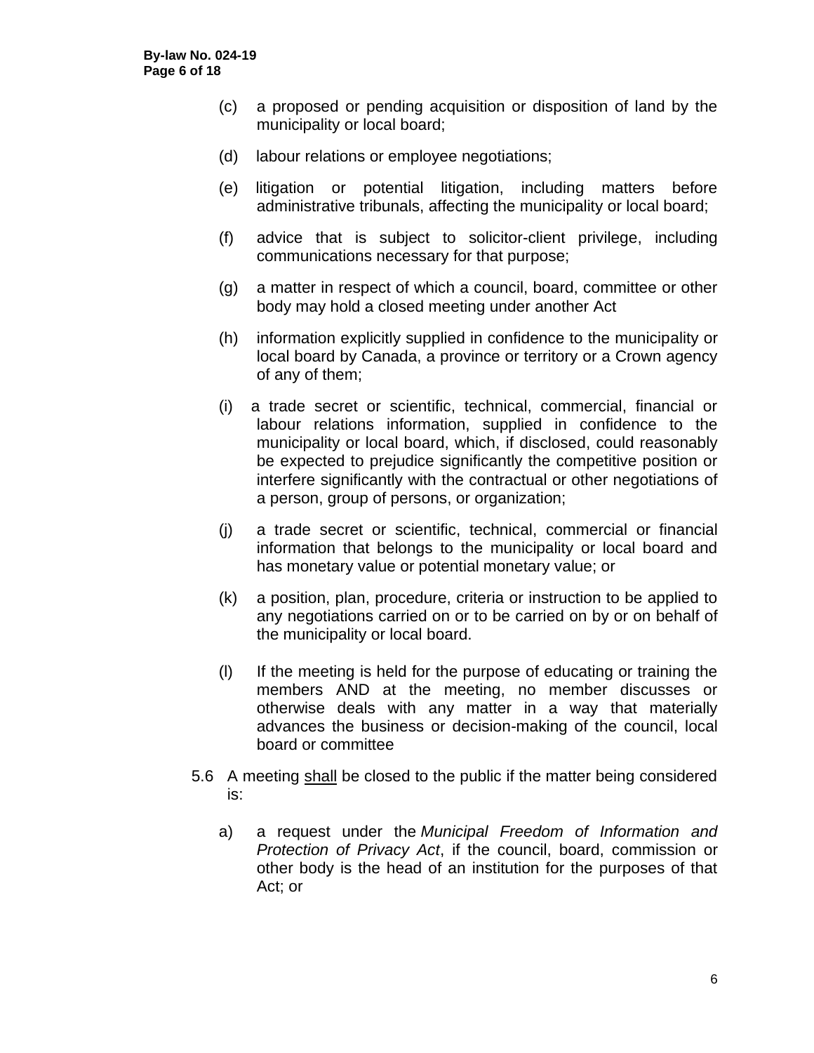(c) a proposed or pending acquisition or disposition of land by the municipality or local board;

(d) labour relations or employee negotiations;

(e) litigation or potential litigation, including matters before administrative tribunals, affecting the municipality or local board;

(f) advice that is subject to solicitor-client privilege, including communications necessary for that purpose;

(g) a matter in respect of which a council, board, committee or other body may hold a closed meeting under another Act

(h) information explicitly supplied in confidence to the municipality or local board by Canada, a province or territory or a Crown agency of any of them;

(i) a trade secret or scientific, technical, commercial, financial or labour relations information, supplied in confidence to the municipality or local board, which, if disclosed, could reasonably be expected to prejudice significantly the competitive position or interfere significantly with the contractual or other negotiations of a person, group of persons, or organization;

(j) a trade secret or scientific, technical, commercial or financial information that belongs to the municipality or local board and has monetary value or potential monetary value; or

(k) a position, plan, procedure, criteria or instruction to be applied to any negotiations carried on or to be carried on by or on behalf of the municipality or local board.

(l) If the meeting is held for the purpose of educating or training the members AND at the meeting, no member discusses or otherwise deals with any matter in a way that materially advances the business or decision-making of the council, local board or committee

5.6 A meeting shall be closed to the public if the matter being considered is:

a) a request under the *Municipal Freedom of Information and Protection of Privacy Act*, if the council, board, commission or other body is the head of an institution for the purposes of that Act; or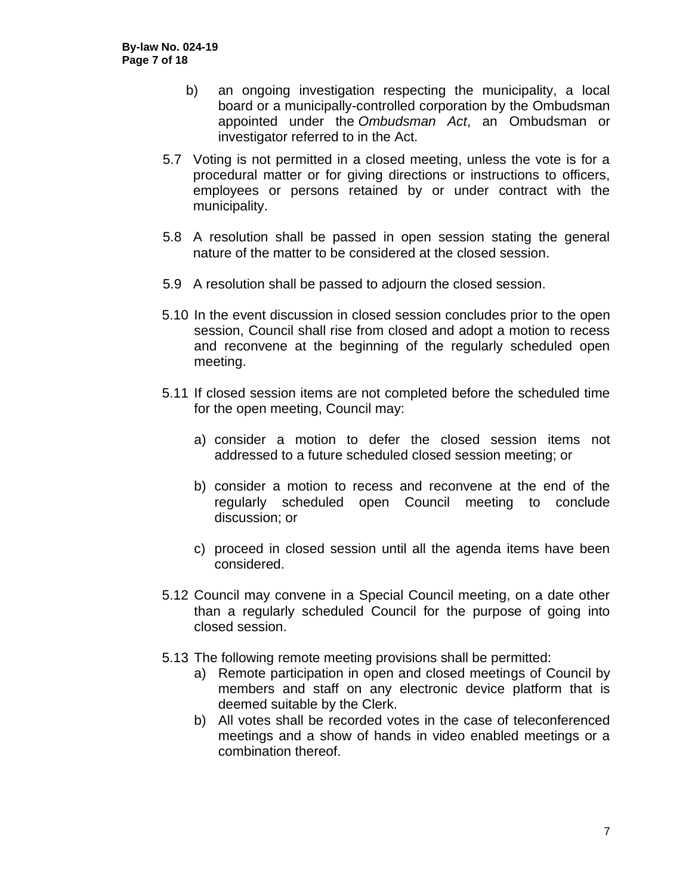b) an ongoing investigation respecting the municipality, a local board or a municipally-controlled corporation by the Ombudsman appointed under the *Ombudsman Act*, an Ombudsman or investigator referred to in the Act.

5.7 Voting is not permitted in a closed meeting, unless the vote is for a procedural matter or for giving directions or instructions to officers, employees or persons retained by or under contract with the municipality.

5.8 A resolution shall be passed in open session stating the general nature of the matter to be considered at the closed session.

5.9 A resolution shall be passed to adjourn the closed session.

5.10 In the event discussion in closed session concludes prior to the open session, Council shall rise from closed and adopt a motion to recess and reconvene at the beginning of the regularly scheduled open meeting.

5.11 If closed session items are not completed before the scheduled time for the open meeting, Council may:

a) consider a motion to defer the closed session items not addressed to a future scheduled closed session meeting; or

b) consider a motion to recess and reconvene at the end of the regularly scheduled open Council meeting to conclude discussion; or

c) proceed in closed session until all the agenda items have been considered.

5.12 Council may convene in a Special Council meeting, on a date other than a regularly scheduled Council for the purpose of going into closed session.

5.13 The following remote meeting provisions shall be permitted:

a) Remote participation in open and closed meetings of Council by members and staff on any electronic device platform that is deemed suitable by the Clerk.

b) All votes shall be recorded votes in the case of teleconferenced meetings and a show of hands in video enabled meetings or a combination thereof.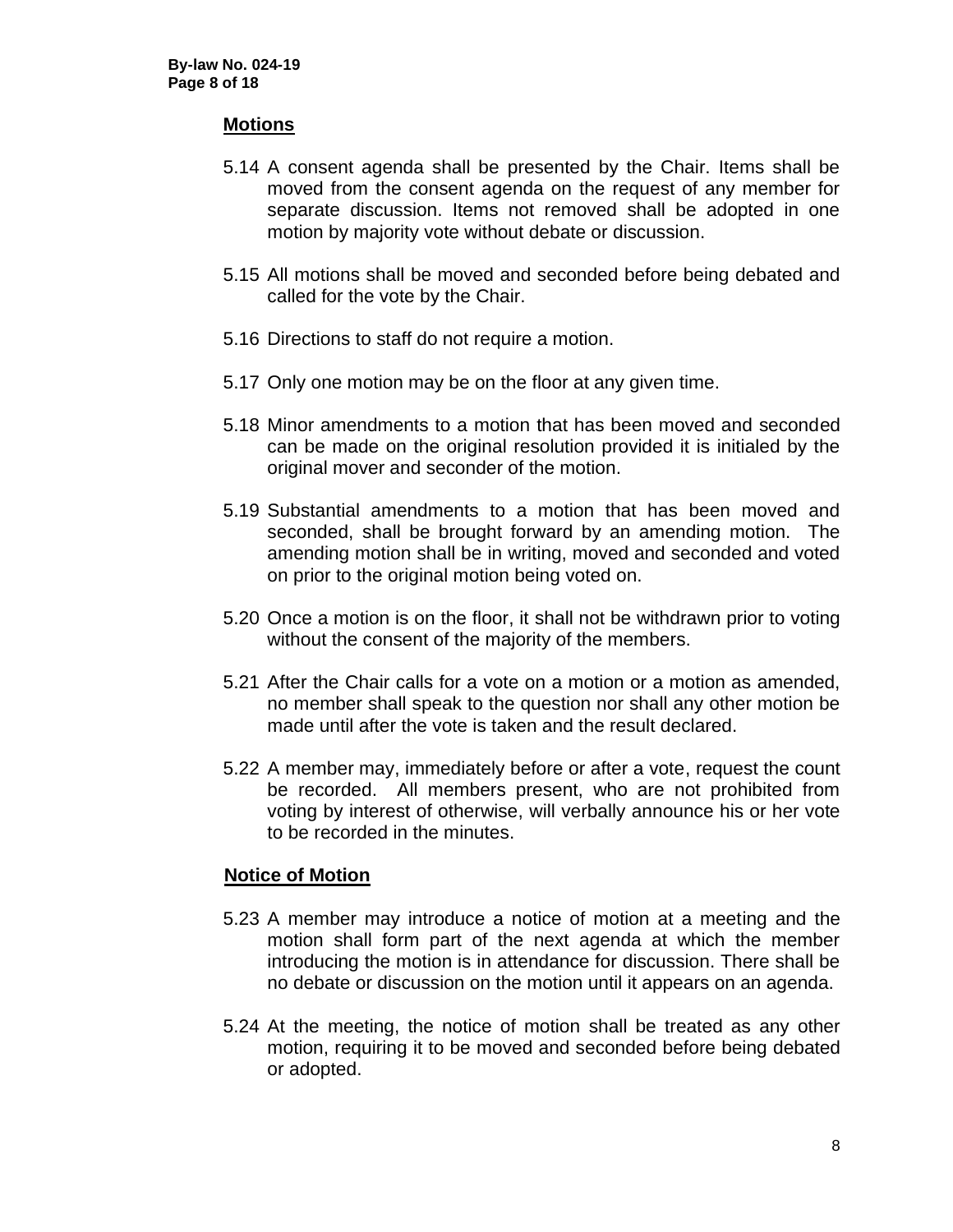## Motions

5.14 A consent agenda shall be presented by the Chair. Items shall be moved from the consent agenda on the request of any member for separate discussion. Items not removed shall be adopted in one motion by majority vote without debate or discussion.

5.15 All motions shall be moved and seconded before being debated and called for the vote by the Chair.

5.16 Directions to staff do not require a motion.

5.17 Only one motion may be on the floor at any given time.

5.18 Minor amendments to a motion that has been moved and seconded can be made on the original resolution provided it is initialed by the original mover and seconder of the motion.

5.19 Substantial amendments to a motion that has been moved and seconded, shall be brought forward by an amending motion. The amending motion shall be in writing, moved and seconded and voted on prior to the original motion being voted on.

5.20 Once a motion is on the floor, it shall not be withdrawn prior to voting without the consent of the majority of the members.

5.21 After the Chair calls for a vote on a motion or a motion as amended, no member shall speak to the question nor shall any other motion be made until after the vote is taken and the result declared.

5.22 A member may, immediately before or after a vote, request the count be recorded. All members present, who are not prohibited from voting by interest of otherwise, will verbally announce his or her vote to be recorded in the minutes.

## Notice of Motion

5.23 A member may introduce a notice of motion at a meeting and the motion shall form part of the next agenda at which the member introducing the motion is in attendance for discussion. There shall be no debate or discussion on the motion until it appears on an agenda.

5.24 At the meeting, the notice of motion shall be treated as any other motion, requiring it to be moved and seconded before being debated or adopted.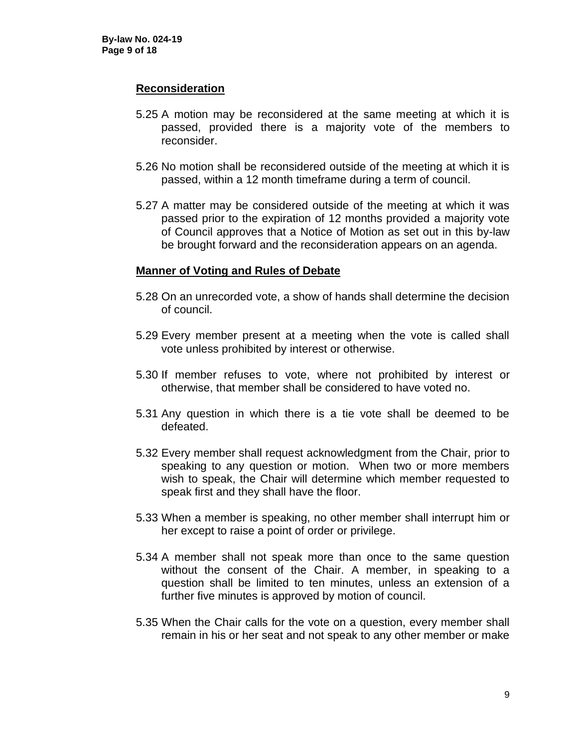### Reconsideration

5.25 A motion may be reconsidered at the same meeting at which it is passed, provided there is a majority vote of the members to reconsider.

5.26 No motion shall be reconsidered outside of the meeting at which it is passed, within a 12 month timeframe during a term of council.

5.27 A matter may be considered outside of the meeting at which it was passed prior to the expiration of 12 months provided a majority vote of Council approves that a Notice of Motion as set out in this by-law be brought forward and the reconsideration appears on an agenda.

### Manner of Voting and Rules of Debate

5.28 On an unrecorded vote, a show of hands shall determine the decision of council.

5.29 Every member present at a meeting when the vote is called shall vote unless prohibited by interest or otherwise.

5.30 If member refuses to vote, where not prohibited by interest or otherwise, that member shall be considered to have voted no.

5.31 Any question in which there is a tie vote shall be deemed to be defeated.

5.32 Every member shall request acknowledgment from the Chair, prior to speaking to any question or motion. When two or more members wish to speak, the Chair will determine which member requested to speak first and they shall have the floor.

5.33 When a member is speaking, no other member shall interrupt him or her except to raise a point of order or privilege.

5.34 A member shall not speak more than once to the same question without the consent of the Chair. A member, in speaking to a question shall be limited to ten minutes, unless an extension of a further five minutes is approved by motion of council.

5.35 When the Chair calls for the vote on a question, every member shall remain in his or her seat and not speak to any other member or make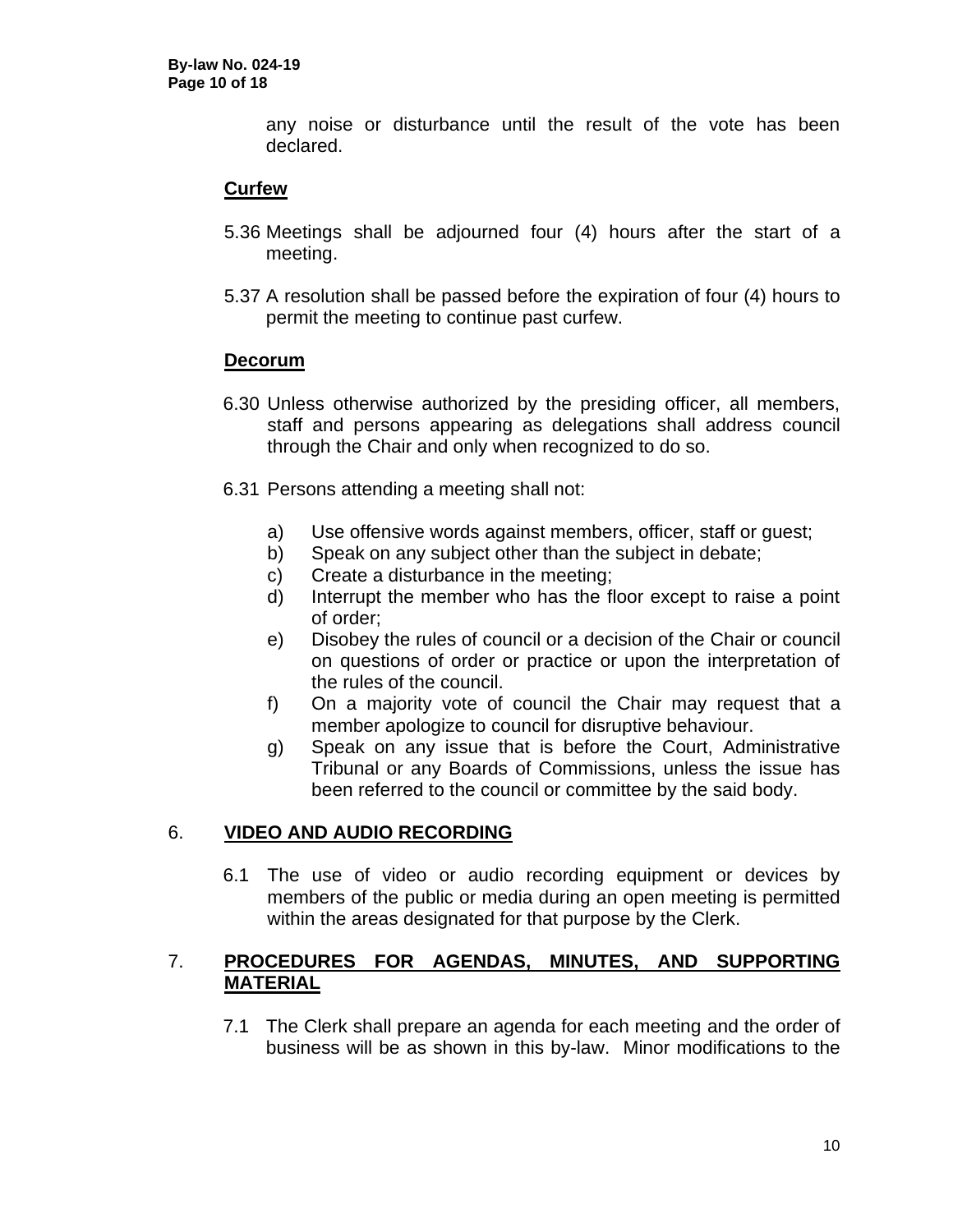any noise or disturbance until the result of the vote has been declared.

**Curfew**

5.36 Meetings shall be adjourned four (4) hours after the start of a meeting.

5.37 A resolution shall be passed before the expiration of four (4) hours to permit the meeting to continue past curfew.

**Decorum**

6.30 Unless otherwise authorized by the presiding officer, all members, staff and persons appearing as delegations shall address council through the Chair and only when recognized to do so.

6.31 Persons attending a meeting shall not:

a) Use offensive words against members, officer, staff or guest;
b) Speak on any subject other than the subject in debate;
c) Create a disturbance in the meeting;
d) Interrupt the member who has the floor except to raise a point of order;
e) Disobey the rules of council or a decision of the Chair or council on questions of order or practice or upon the interpretation of the rules of the council.
f) On a majority vote of council the Chair may request that a member apologize to council for disruptive behaviour.
g) Speak on any issue that is before the Court, Administrative Tribunal or any Boards of Commissions, unless the issue has been referred to the council or committee by the said body.

## 6. VIDEO AND AUDIO RECORDING

6.1 The use of video or audio recording equipment or devices by members of the public or media during an open meeting is permitted within the areas designated for that purpose by the Clerk.

## 7. PROCEDURES FOR AGENDAS, MINUTES, AND SUPPORTING MATERIAL

7.1 The Clerk shall prepare an agenda for each meeting and the order of business will be as shown in this by-law. Minor modifications to the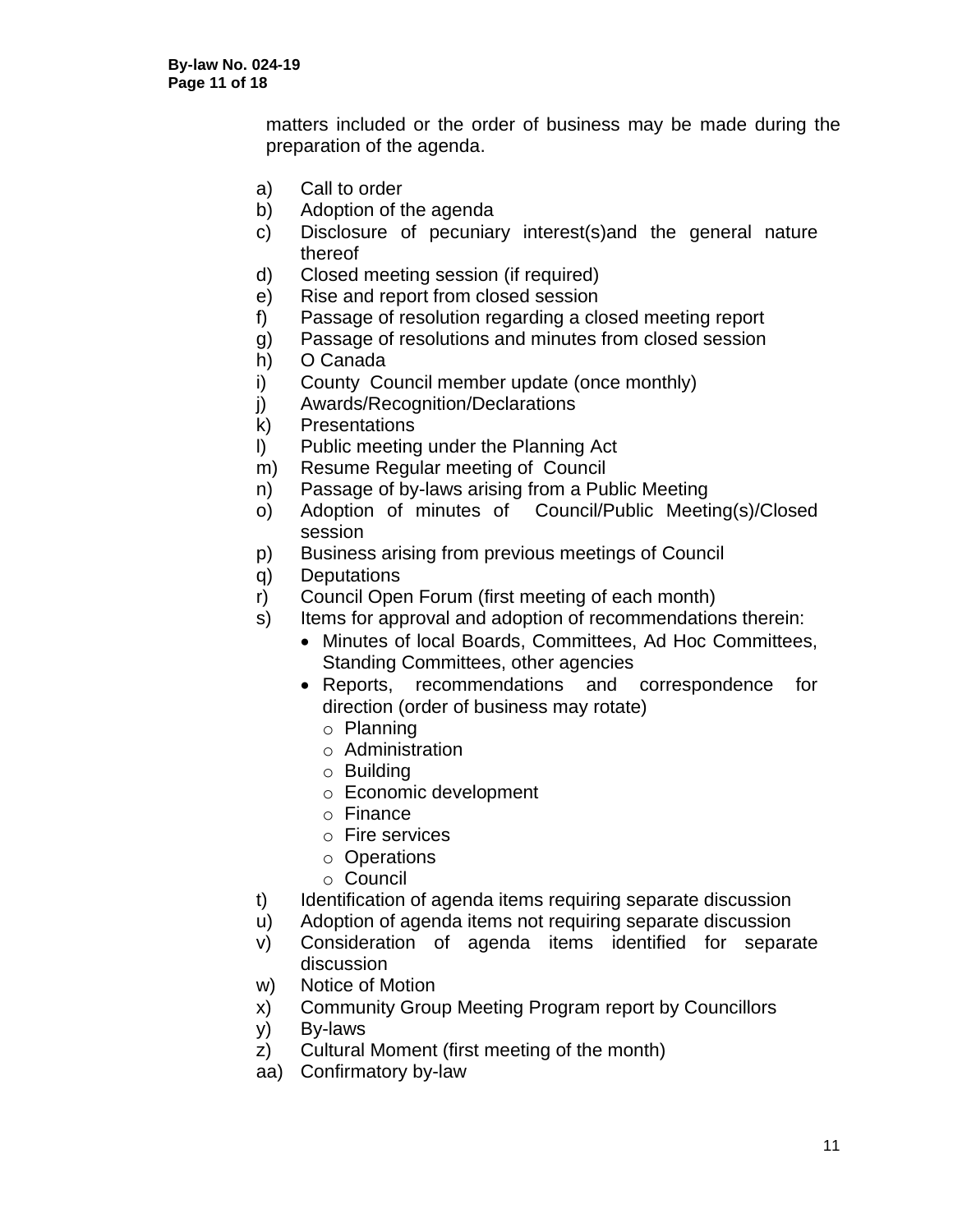matters included or the order of business may be made during the preparation of the agenda.

a) Call to order
b) Adoption of the agenda
c) Disclosure of pecuniary interest(s)and the general nature thereof
d) Closed meeting session (if required)
e) Rise and report from closed session
f) Passage of resolution regarding a closed meeting report
g) Passage of resolutions and minutes from closed session
h) O Canada
i) County Council member update (once monthly)
j) Awards/Recognition/Declarations
k) Presentations
l) Public meeting under the Planning Act
m) Resume Regular meeting of Council
n) Passage of by-laws arising from a Public Meeting
o) Adoption of minutes of Council/Public Meeting(s)/Closed session
p) Business arising from previous meetings of Council
q) Deputations
r) Council Open Forum (first meeting of each month)
s) Items for approval and adoption of recommendations therein:
   - Minutes of local Boards, Committees, Ad Hoc Committees, Standing Committees, other agencies
   - Reports, recommendations and correspondence for direction (order of business may rotate)
     - Planning
     - Administration
     - Building
     - Economic development
     - Finance
     - Fire services
     - Operations
     - Council
t) Identification of agenda items requiring separate discussion
u) Adoption of agenda items not requiring separate discussion
v) Consideration of agenda items identified for separate discussion
w) Notice of Motion
x) Community Group Meeting Program report by Councillors
y) By-laws
z) Cultural Moment (first meeting of the month)
aa) Confirmatory by-law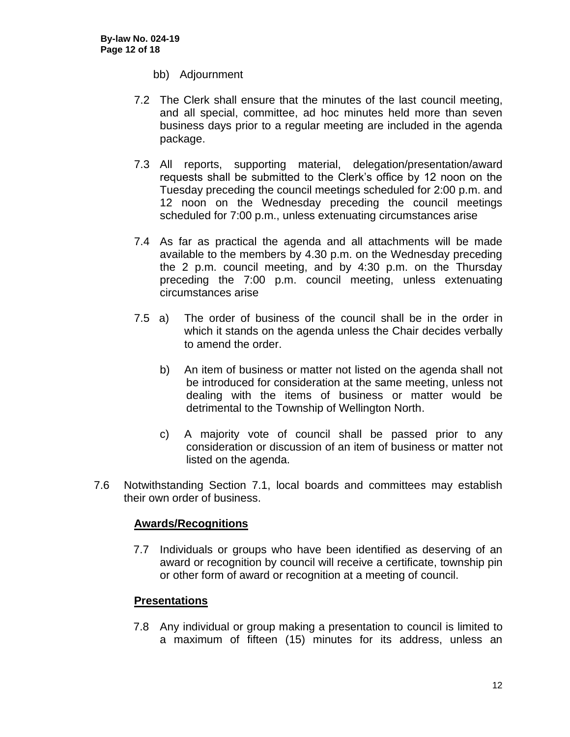bb) Adjournment

7.2 The Clerk shall ensure that the minutes of the last council meeting, and all special, committee, ad hoc minutes held more than seven business days prior to a regular meeting are included in the agenda package.

7.3 All reports, supporting material, delegation/presentation/award requests shall be submitted to the Clerk's office by 12 noon on the Tuesday preceding the council meetings scheduled for 2:00 p.m. and 12 noon on the Wednesday preceding the council meetings scheduled for 7:00 p.m., unless extenuating circumstances arise

7.4 As far as practical the agenda and all attachments will be made available to the members by 4.30 p.m. on the Wednesday preceding the 2 p.m. council meeting, and by 4:30 p.m. on the Thursday preceding the 7:00 p.m. council meeting, unless extenuating circumstances arise

7.5 a) The order of business of the council shall be in the order in which it stands on the agenda unless the Chair decides verbally to amend the order.

b) An item of business or matter not listed on the agenda shall not be introduced for consideration at the same meeting, unless not dealing with the items of business or matter would be detrimental to the Township of Wellington North.

c) A majority vote of council shall be passed prior to any consideration or discussion of an item of business or matter not listed on the agenda.

7.6 Notwithstanding Section 7.1, local boards and committees may establish their own order of business.

**Awards/Recognitions**

7.7 Individuals or groups who have been identified as deserving of an award or recognition by council will receive a certificate, township pin or other form of award or recognition at a meeting of council.

**Presentations**

7.8 Any individual or group making a presentation to council is limited to a maximum of fifteen (15) minutes for its address, unless an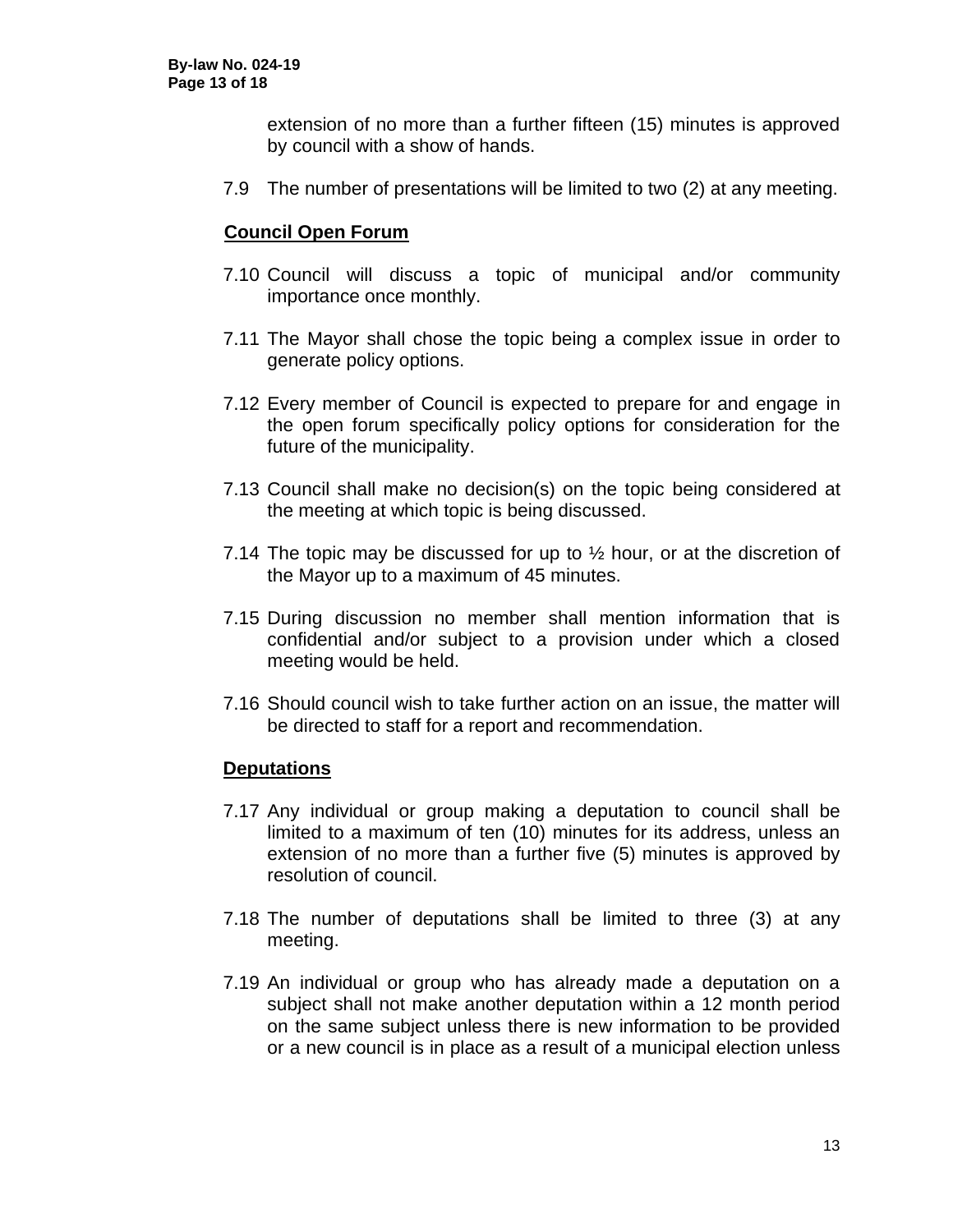extension of no more than a further fifteen (15) minutes is approved by council with a show of hands.

7.9 The number of presentations will be limited to two (2) at any meeting.

**Council Open Forum**

7.10 Council will discuss a topic of municipal and/or community importance once monthly.

7.11 The Mayor shall chose the topic being a complex issue in order to generate policy options.

7.12 Every member of Council is expected to prepare for and engage in the open forum specifically policy options for consideration for the future of the municipality.

7.13 Council shall make no decision(s) on the topic being considered at the meeting at which topic is being discussed.

7.14 The topic may be discussed for up to ½ hour, or at the discretion of the Mayor up to a maximum of 45 minutes.

7.15 During discussion no member shall mention information that is confidential and/or subject to a provision under which a closed meeting would be held.

7.16 Should council wish to take further action on an issue, the matter will be directed to staff for a report and recommendation.

**Deputations**

7.17 Any individual or group making a deputation to council shall be limited to a maximum of ten (10) minutes for its address, unless an extension of no more than a further five (5) minutes is approved by resolution of council.

7.18 The number of deputations shall be limited to three (3) at any meeting.

7.19 An individual or group who has already made a deputation on a subject shall not make another deputation within a 12 month period on the same subject unless there is new information to be provided or a new council is in place as a result of a municipal election unless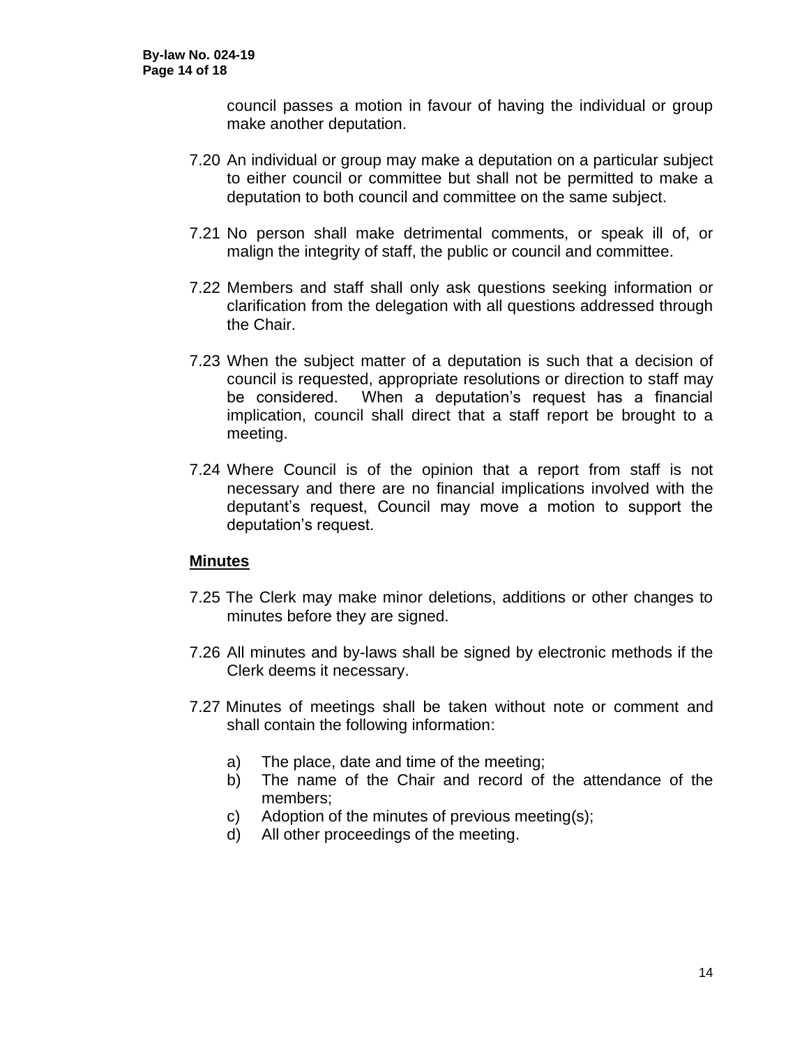council passes a motion in favour of having the individual or group make another deputation.

7.20 An individual or group may make a deputation on a particular subject to either council or committee but shall not be permitted to make a deputation to both council and committee on the same subject.

7.21 No person shall make detrimental comments, or speak ill of, or malign the integrity of staff, the public or council and committee.

7.22 Members and staff shall only ask questions seeking information or clarification from the delegation with all questions addressed through the Chair.

7.23 When the subject matter of a deputation is such that a decision of council is requested, appropriate resolutions or direction to staff may be considered. When a deputation's request has a financial implication, council shall direct that a staff report be brought to a meeting.

7.24 Where Council is of the opinion that a report from staff is not necessary and there are no financial implications involved with the deputant's request, Council may move a motion to support the deputation's request.

## Minutes

7.25 The Clerk may make minor deletions, additions or other changes to minutes before they are signed.

7.26 All minutes and by-laws shall be signed by electronic methods if the Clerk deems it necessary.

7.27 Minutes of meetings shall be taken without note or comment and shall contain the following information:

a) The place, date and time of the meeting;
b) The name of the Chair and record of the attendance of the members;
c) Adoption of the minutes of previous meeting(s);
d) All other proceedings of the meeting.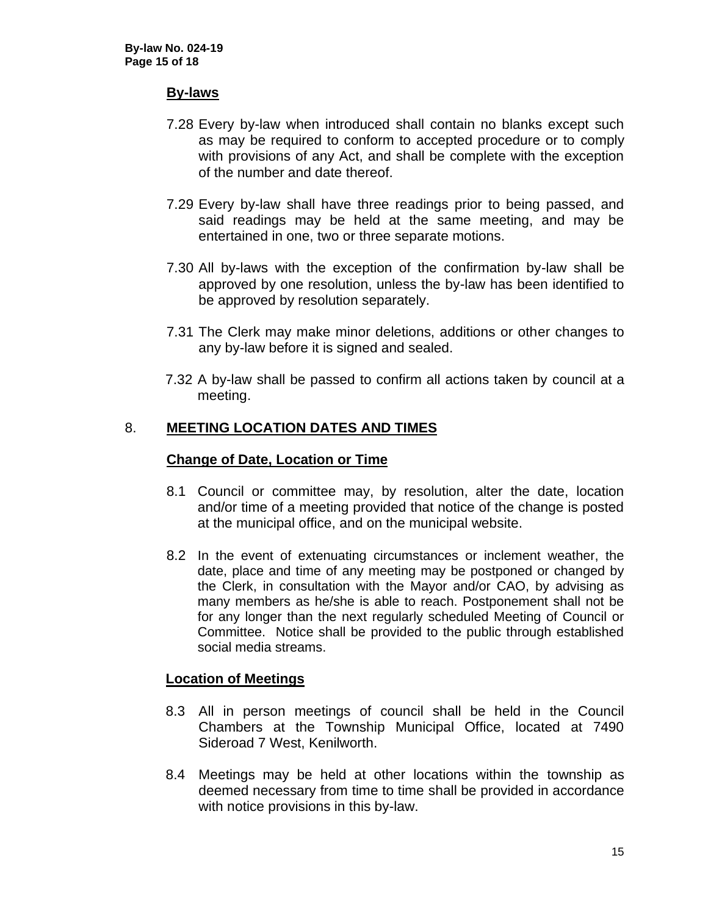### By-laws

7.28 Every by-law when introduced shall contain no blanks except such as may be required to conform to accepted procedure or to comply with provisions of any Act, and shall be complete with the exception of the number and date thereof.

7.29 Every by-law shall have three readings prior to being passed, and said readings may be held at the same meeting, and may be entertained in one, two or three separate motions.

7.30 All by-laws with the exception of the confirmation by-law shall be approved by one resolution, unless the by-law has been identified to be approved by resolution separately.

7.31 The Clerk may make minor deletions, additions or other changes to any by-law before it is signed and sealed.

7.32 A by-law shall be passed to confirm all actions taken by council at a meeting.

## 8. MEETING LOCATION DATES AND TIMES

### Change of Date, Location or Time

8.1 Council or committee may, by resolution, alter the date, location and/or time of a meeting provided that notice of the change is posted at the municipal office, and on the municipal website.

8.2 In the event of extenuating circumstances or inclement weather, the date, place and time of any meeting may be postponed or changed by the Clerk, in consultation with the Mayor and/or CAO, by advising as many members as he/she is able to reach. Postponement shall not be for any longer than the next regularly scheduled Meeting of Council or Committee. Notice shall be provided to the public through established social media streams.

### Location of Meetings

8.3 All in person meetings of council shall be held in the Council Chambers at the Township Municipal Office, located at 7490 Sideroad 7 West, Kenilworth.

8.4 Meetings may be held at other locations within the township as deemed necessary from time to time shall be provided in accordance with notice provisions in this by-law.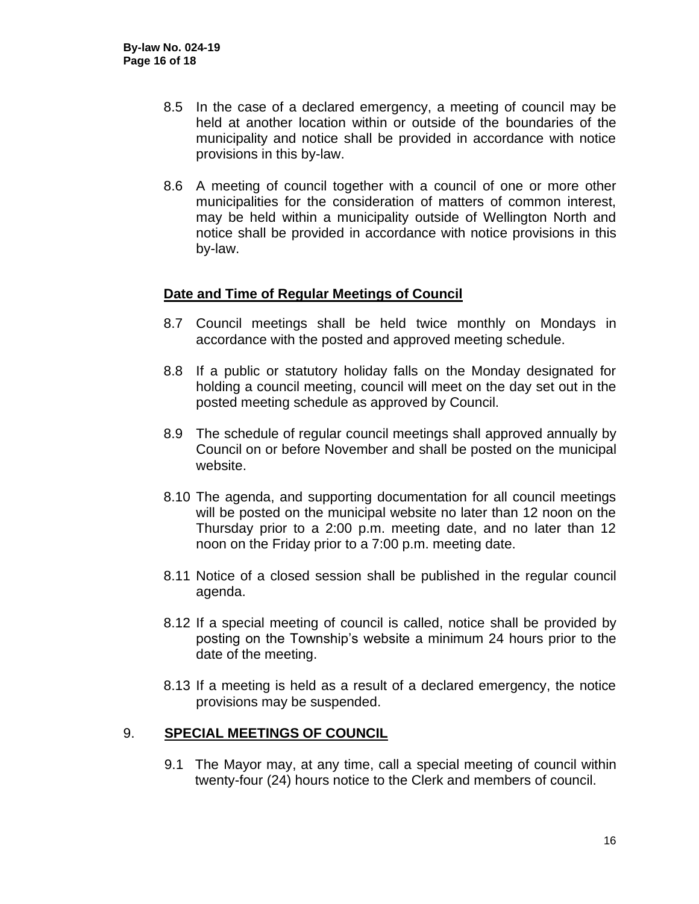8.5 In the case of a declared emergency, a meeting of council may be held at another location within or outside of the boundaries of the municipality and notice shall be provided in accordance with notice provisions in this by-law.

8.6 A meeting of council together with a council of one or more other municipalities for the consideration of matters of common interest, may be held within a municipality outside of Wellington North and notice shall be provided in accordance with notice provisions in this by-law.

## Date and Time of Regular Meetings of Council

8.7 Council meetings shall be held twice monthly on Mondays in accordance with the posted and approved meeting schedule.

8.8 If a public or statutory holiday falls on the Monday designated for holding a council meeting, council will meet on the day set out in the posted meeting schedule as approved by Council.

8.9 The schedule of regular council meetings shall approved annually by Council on or before November and shall be posted on the municipal website.

8.10 The agenda, and supporting documentation for all council meetings will be posted on the municipal website no later than 12 noon on the Thursday prior to a 2:00 p.m. meeting date, and no later than 12 noon on the Friday prior to a 7:00 p.m. meeting date.

8.11 Notice of a closed session shall be published in the regular council agenda.

8.12 If a special meeting of council is called, notice shall be provided by posting on the Township's website a minimum 24 hours prior to the date of the meeting.

8.13 If a meeting is held as a result of a declared emergency, the notice provisions may be suspended.

## 9. SPECIAL MEETINGS OF COUNCIL

9.1 The Mayor may, at any time, call a special meeting of council within twenty-four (24) hours notice to the Clerk and members of council.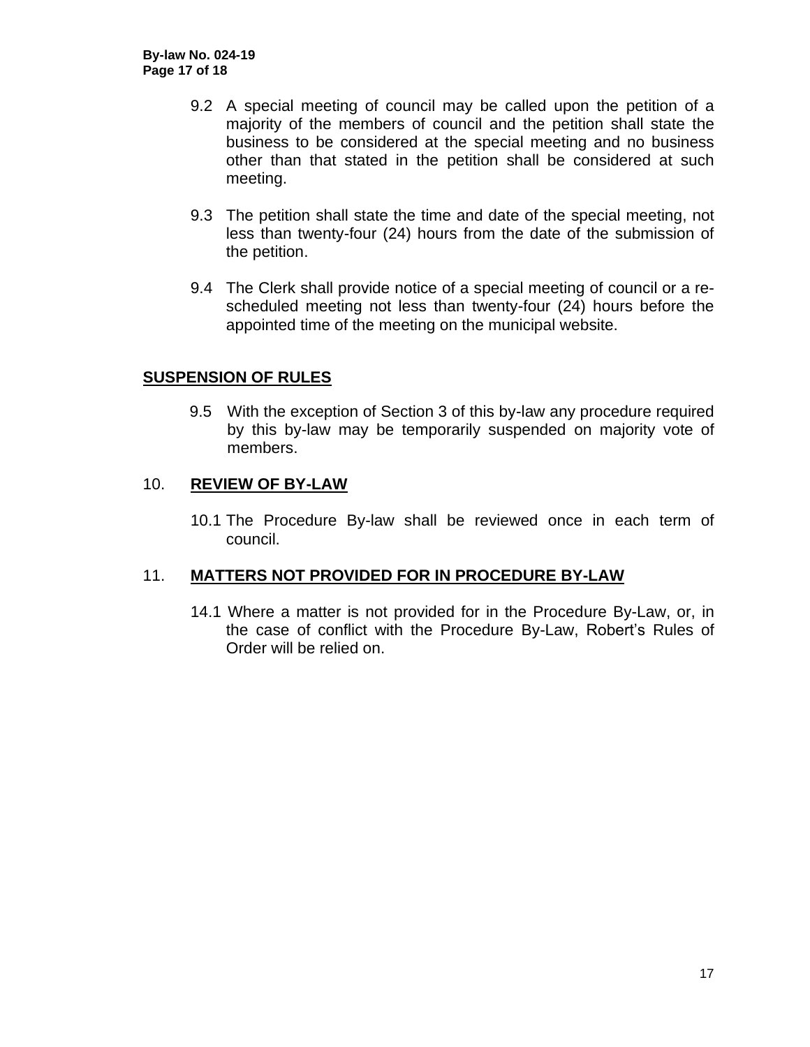9.2 A special meeting of council may be called upon the petition of a majority of the members of council and the petition shall state the business to be considered at the special meeting and no business other than that stated in the petition shall be considered at such meeting.

9.3 The petition shall state the time and date of the special meeting, not less than twenty-four (24) hours from the date of the submission of the petition.

9.4 The Clerk shall provide notice of a special meeting of council or a re-scheduled meeting not less than twenty-four (24) hours before the appointed time of the meeting on the municipal website.

## **SUSPENSION OF RULES**

9.5 With the exception of Section 3 of this by-law any procedure required by this by-law may be temporarily suspended on majority vote of members.

## 10. **REVIEW OF BY-LAW**

10.1 The Procedure By-law shall be reviewed once in each term of council.

## 11. **MATTERS NOT PROVIDED FOR IN PROCEDURE BY-LAW**

14.1 Where a matter is not provided for in the Procedure By-Law, or, in the case of conflict with the Procedure By-Law, Robert's Rules of Order will be relied on.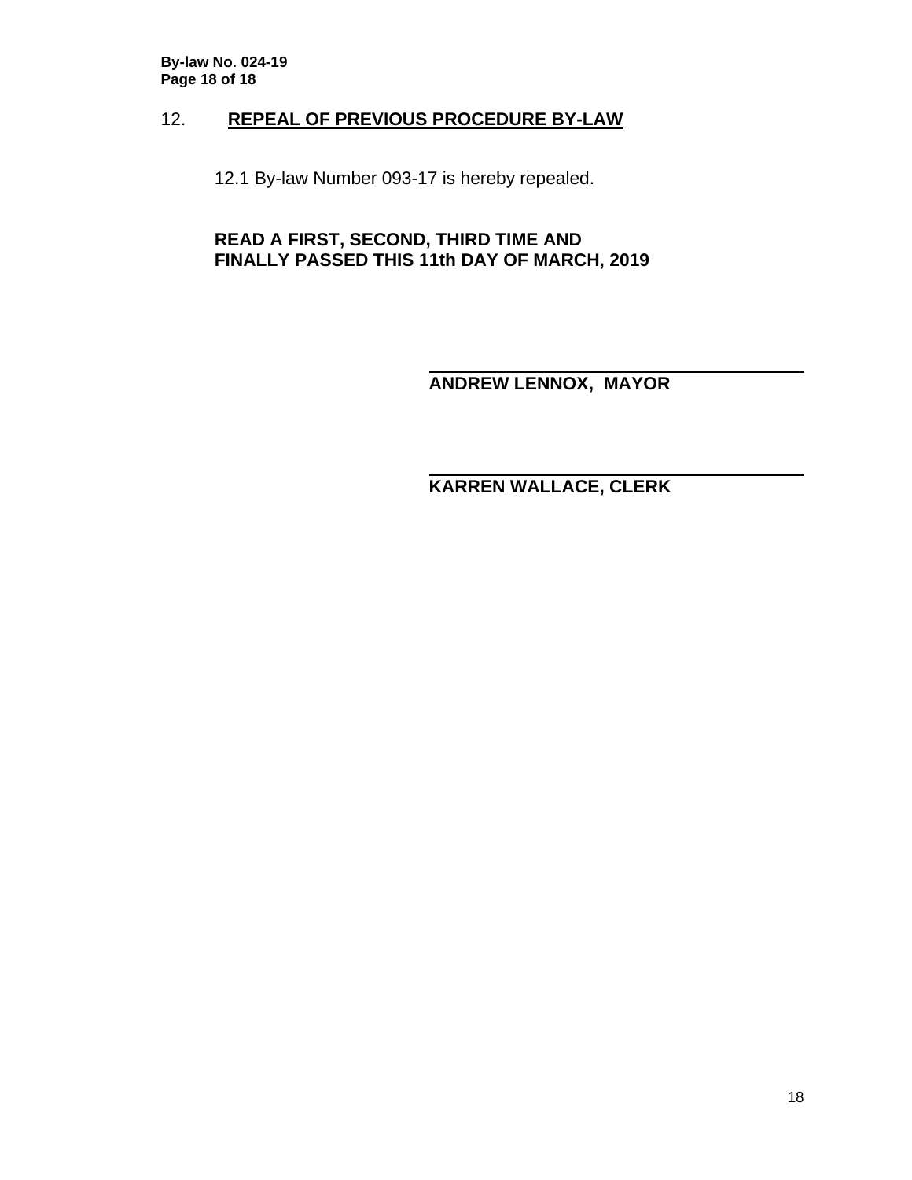## 12. REPEAL OF PREVIOUS PROCEDURE BY-LAW

12.1 By-law Number 093-17 is hereby repealed.

**READ A FIRST, SECOND, THIRD TIME AND FINALLY PASSED THIS 11th DAY OF MARCH, 2019**

**ANDREW LENNOX, MAYOR**

**KARREN WALLACE, CLERK**